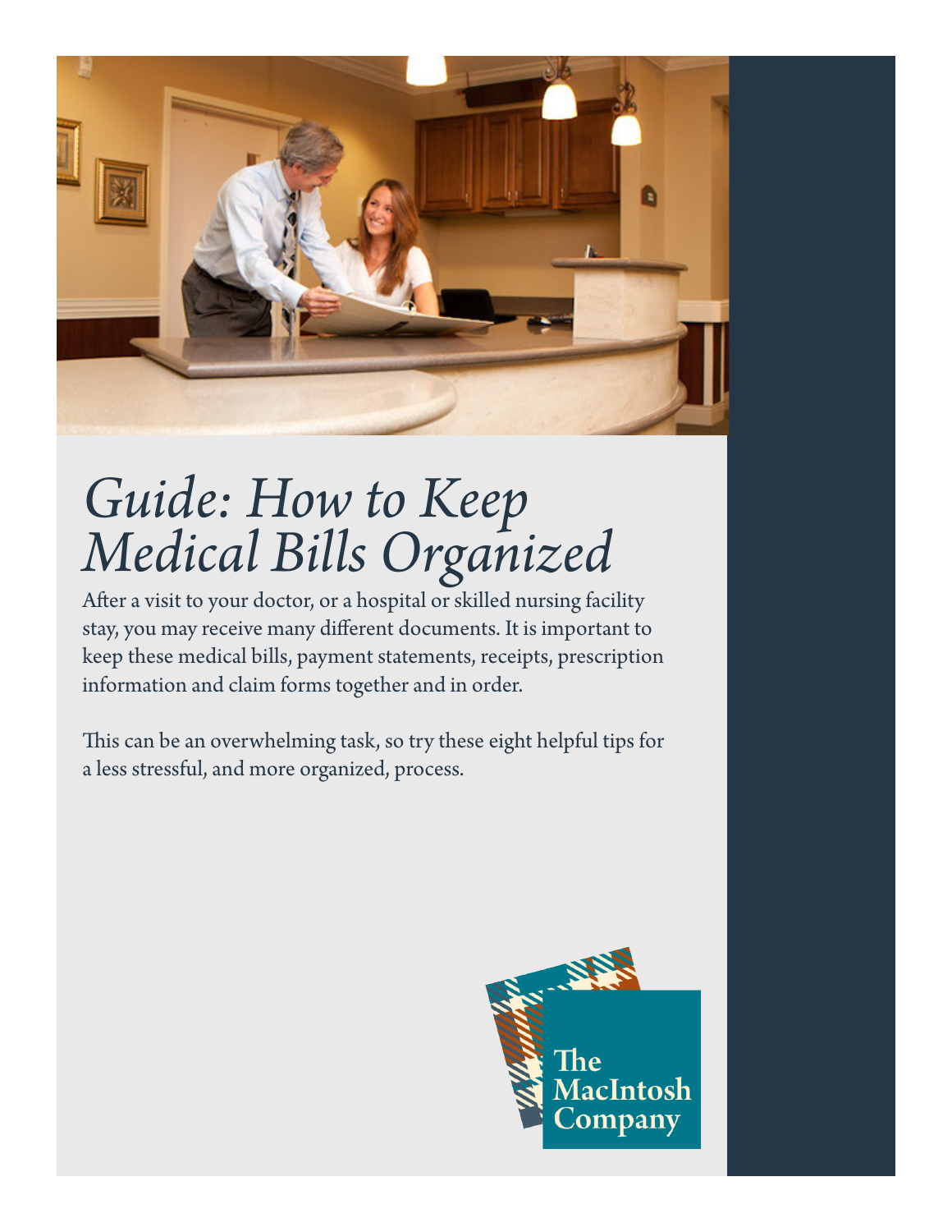# *Guide: How to Keep Medical Bills Organized*

After a visit to your doctor, or a hospital or skilled nursing facility stay, you may receive many different documents. It is important to keep these medical bills, payment statements, receipts, prescription information and claim forms together and in order.

This can be an overwhelming task, so try these eight helpful tips for a less stressful, and more organized, process.

The MacIntosh Company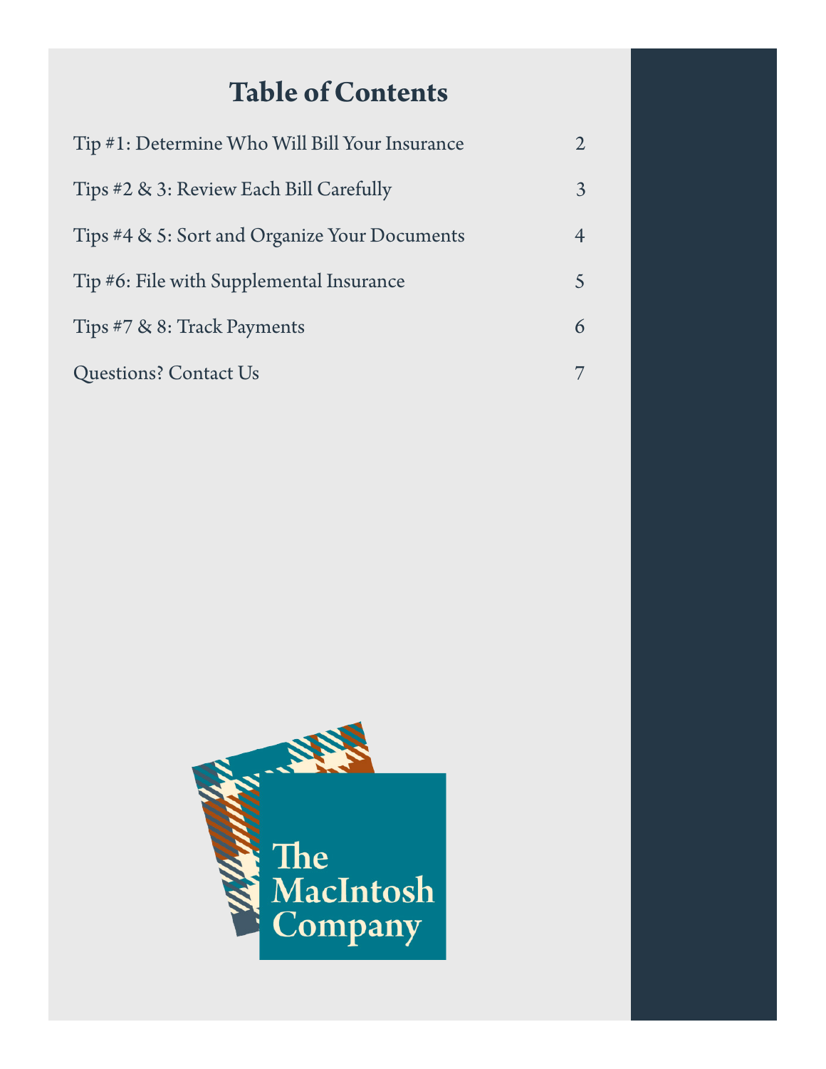# Table of Contents

| | |
|---|---|
| Tip #1: Determine Who Will Bill Your Insurance | 2 |
| Tips #2 & 3: Review Each Bill Carefully | 3 |
| Tips #4 & 5: Sort and Organize Your Documents | 4 |
| Tip #6: File with Supplemental Insurance | 5 |
| Tips #7 & 8: Track Payments | 6 |
| Questions? Contact Us | 7 |

The MacIntosh Company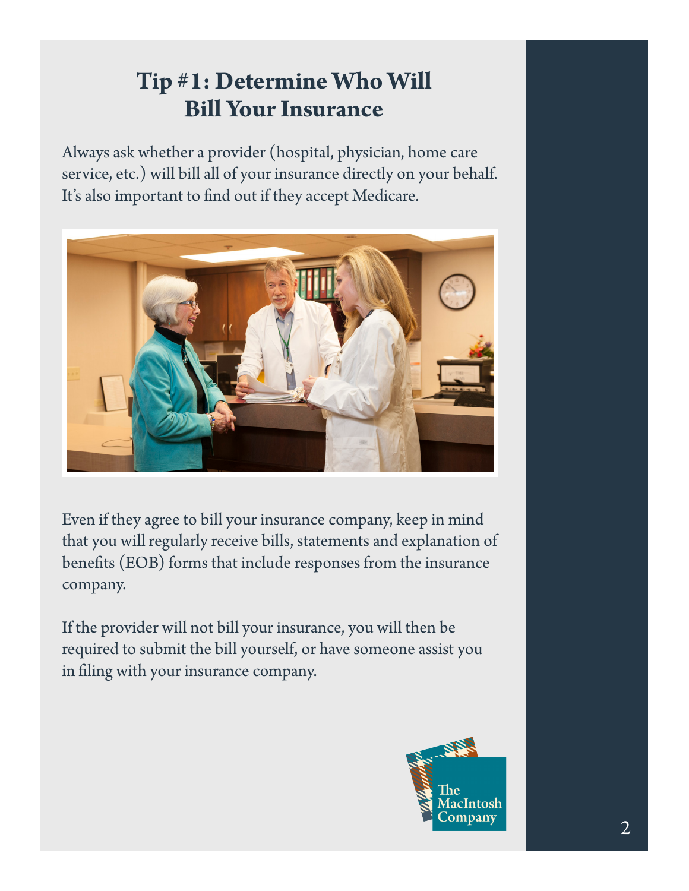# Tip #1: Determine Who Will Bill Your Insurance

Always ask whether a provider (hospital, physician, home care service, etc.) will bill all of your insurance directly on your behalf. It's also important to find out if they accept Medicare.

Even if they agree to bill your insurance company, keep in mind that you will regularly receive bills, statements and explanation of benefits (EOB) forms that include responses from the insurance company.

If the provider will not bill your insurance, you will then be required to submit the bill yourself, or have someone assist you in filing with your insurance company.

The MacIntosh Company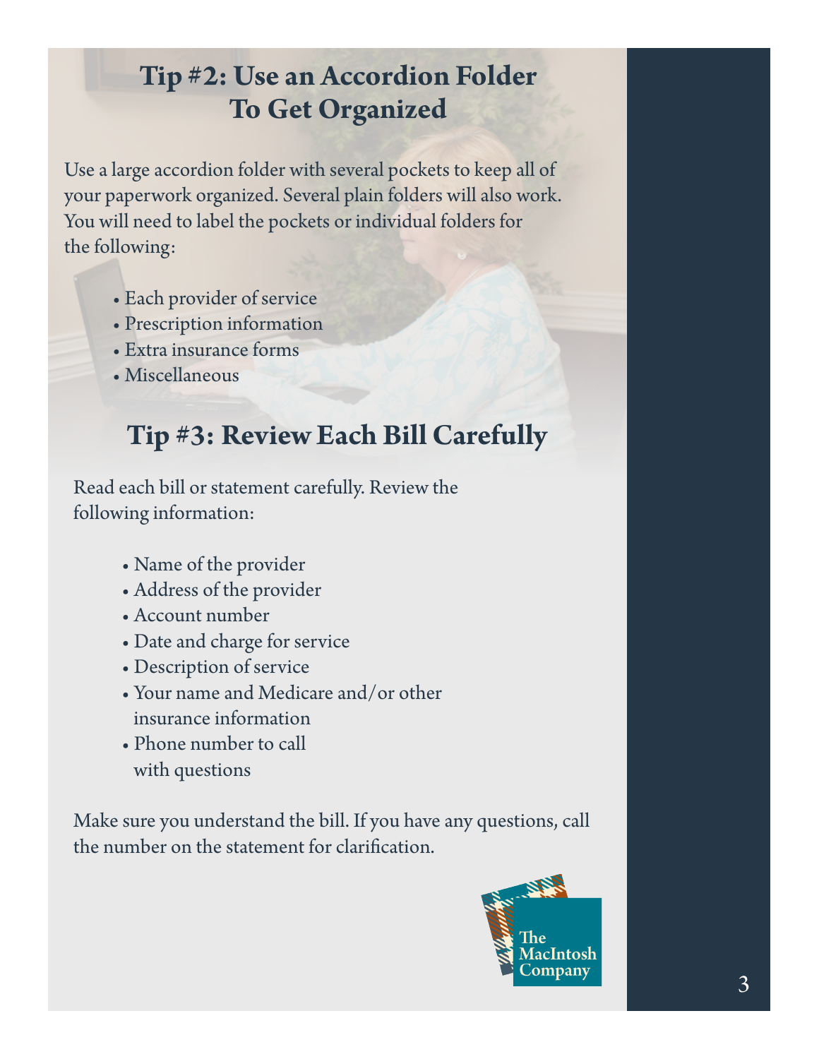## Tip #2: Use an Accordion Folder To Get Organized

Use a large accordion folder with several pockets to keep all of your paperwork organized. Several plain folders will also work. You will need to label the pockets or individual folders for the following:

- Each provider of service
- Prescription information
- Extra insurance forms
- Miscellaneous

## Tip #3: Review Each Bill Carefully

Read each bill or statement carefully. Review the following information:

- Name of the provider
- Address of the provider
- Account number
- Date and charge for service
- Description of service
- Your name and Medicare and/or other insurance information
- Phone number to call with questions

Make sure you understand the bill. If you have any questions, call the number on the statement for clarification.

The MacIntosh Company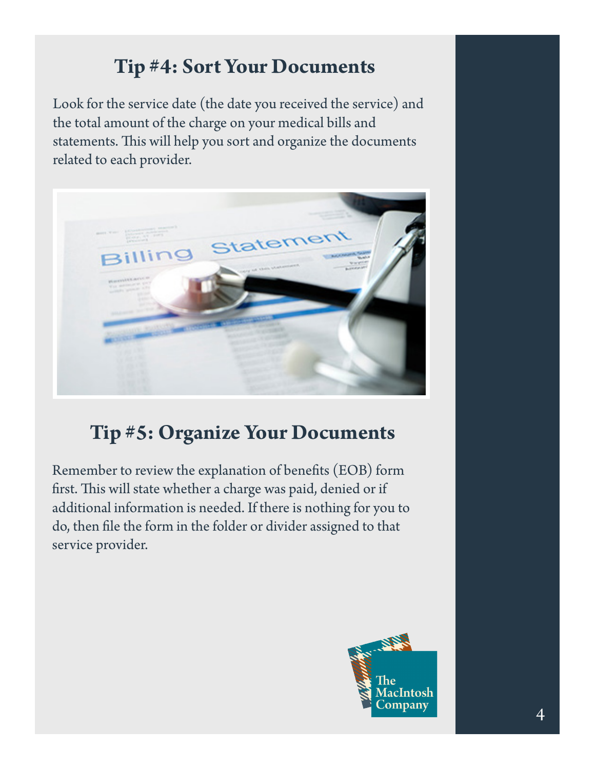## Tip #4: Sort Your Documents

Look for the service date (the date you received the service) and the total amount of the charge on your medical bills and statements. This will help you sort and organize the documents related to each provider.

## Tip #5: Organize Your Documents

Remember to review the explanation of benefits (EOB) form first. This will state whether a charge was paid, denied or if additional information is needed. If there is nothing for you to do, then file the form in the folder or divider assigned to that service provider.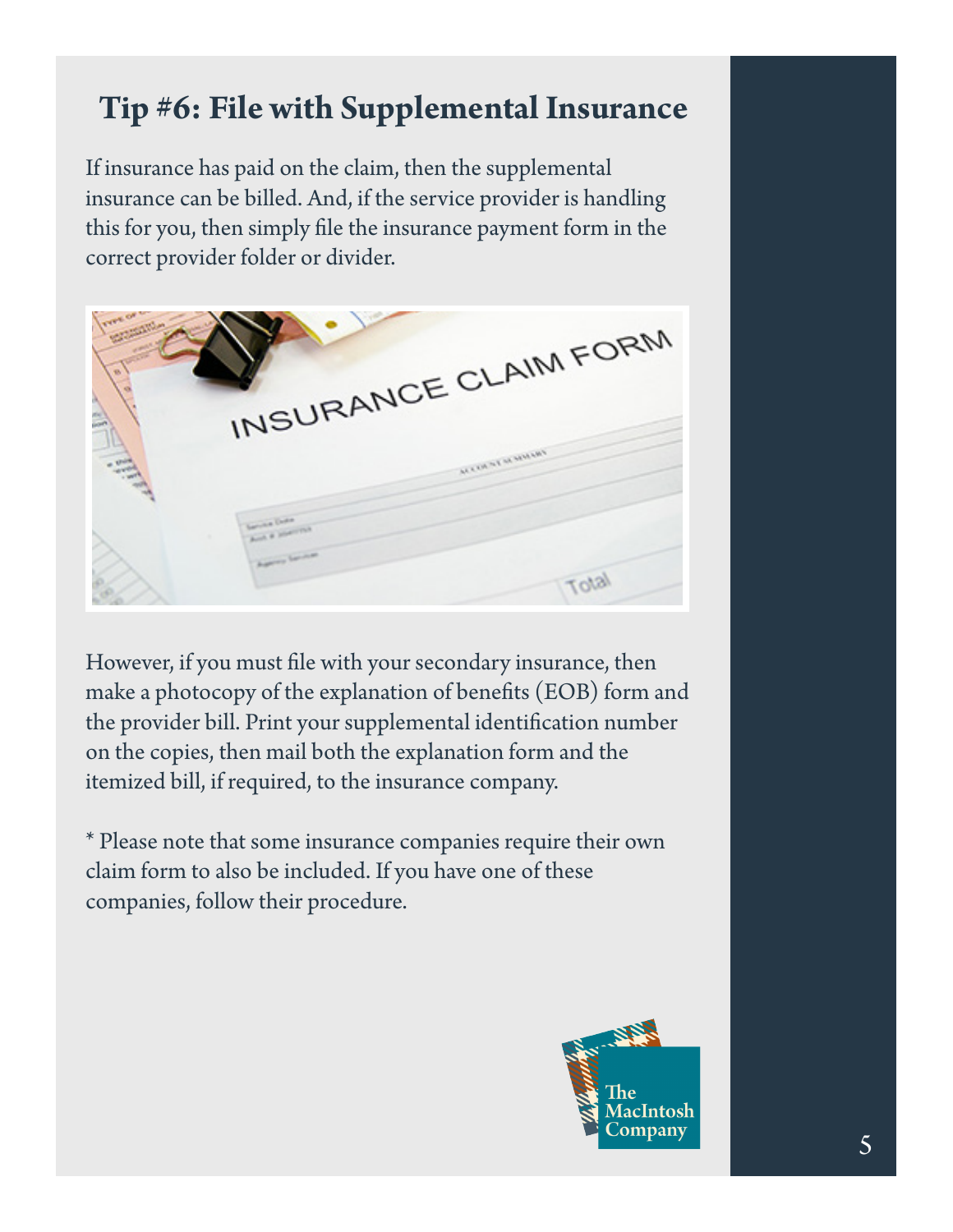## Tip #6: File with Supplemental Insurance

If insurance has paid on the claim, then the supplemental insurance can be billed. And, if the service provider is handling this for you, then simply file the insurance payment form in the correct provider folder or divider.

However, if you must file with your secondary insurance, then make a photocopy of the explanation of benefits (EOB) form and the provider bill. Print your supplemental identification number on the copies, then mail both the explanation form and the itemized bill, if required, to the insurance company.

* Please note that some insurance companies require their own claim form to also be included. If you have one of these companies, follow their procedure.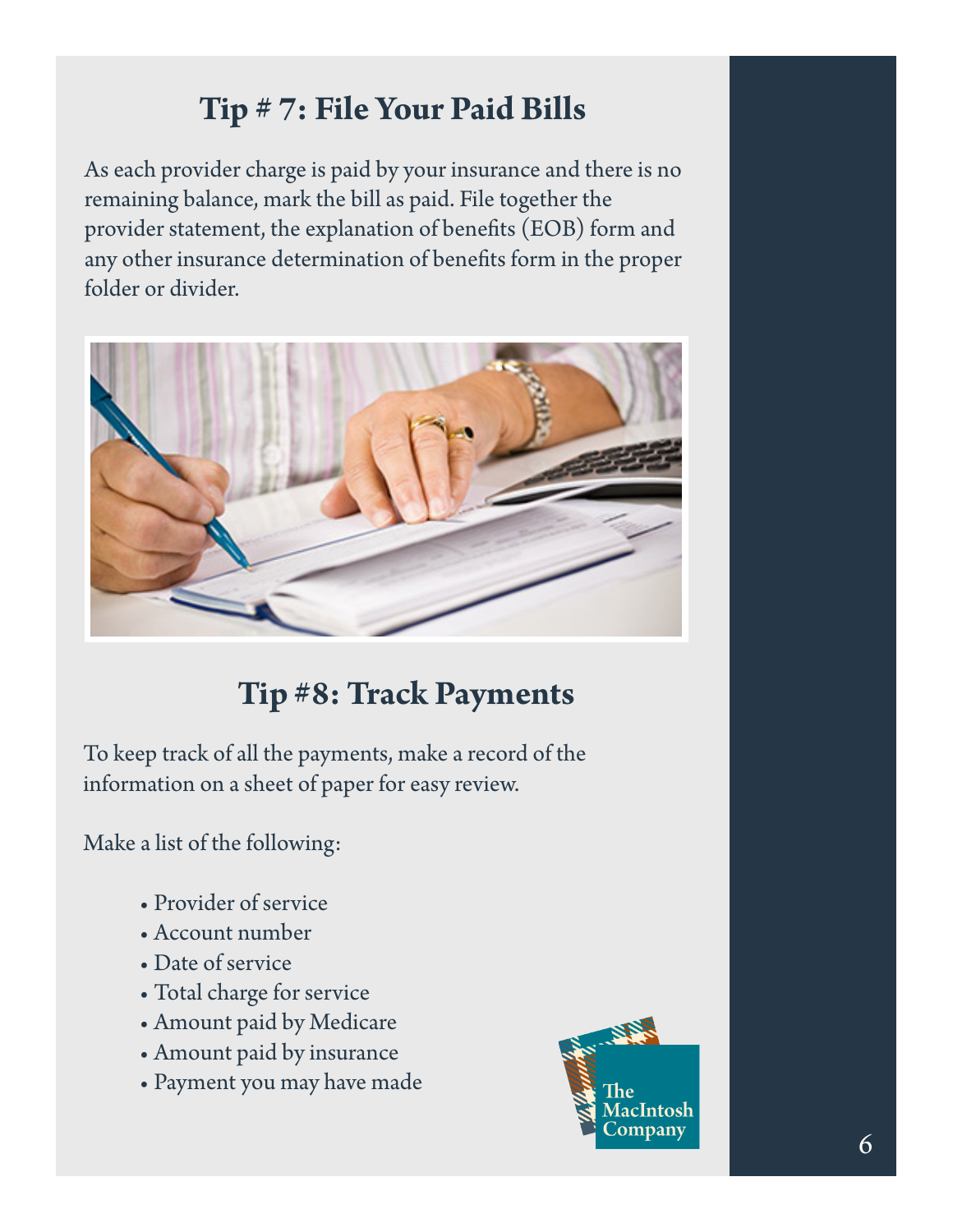## Tip # 7: File Your Paid Bills

As each provider charge is paid by your insurance and there is no remaining balance, mark the bill as paid. File together the provider statement, the explanation of benefits (EOB) form and any other insurance determination of benefits form in the proper folder or divider.

## Tip #8: Track Payments

To keep track of all the payments, make a record of the information on a sheet of paper for easy review.

Make a list of the following:

- Provider of service
- Account number
- Date of service
- Total charge for service
- Amount paid by Medicare
- Amount paid by insurance
- Payment you may have made

The MacIntosh Company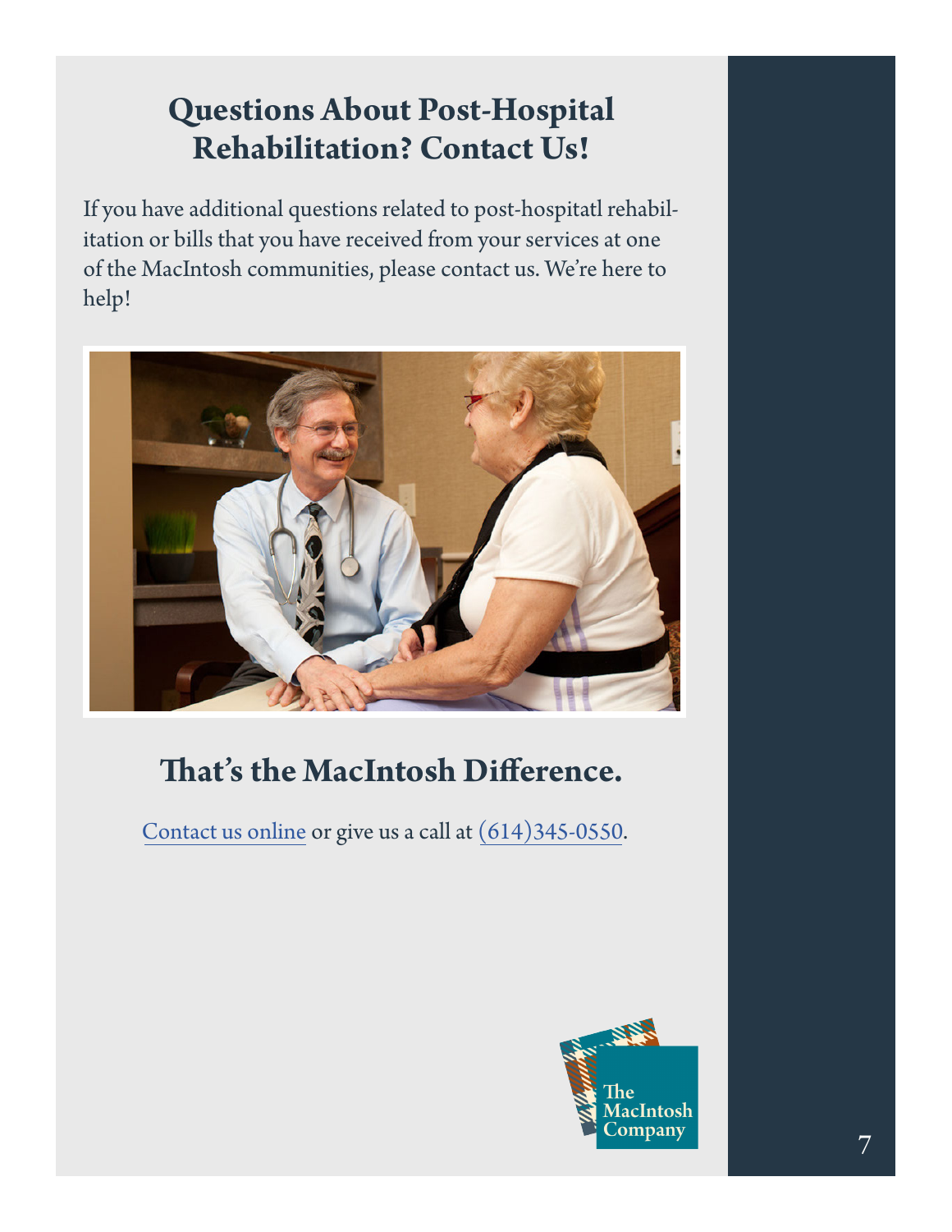# Questions About Post-Hospital Rehabilitation? Contact Us!

If you have additional questions related to post-hospitatl rehabilitation or bills that you have received from your services at one of the MacIntosh communities, please contact us. We're here to help!

## That's the MacIntosh Difference.

Contact us online or give us a call at (614)345-0550.

The MacIntosh Company